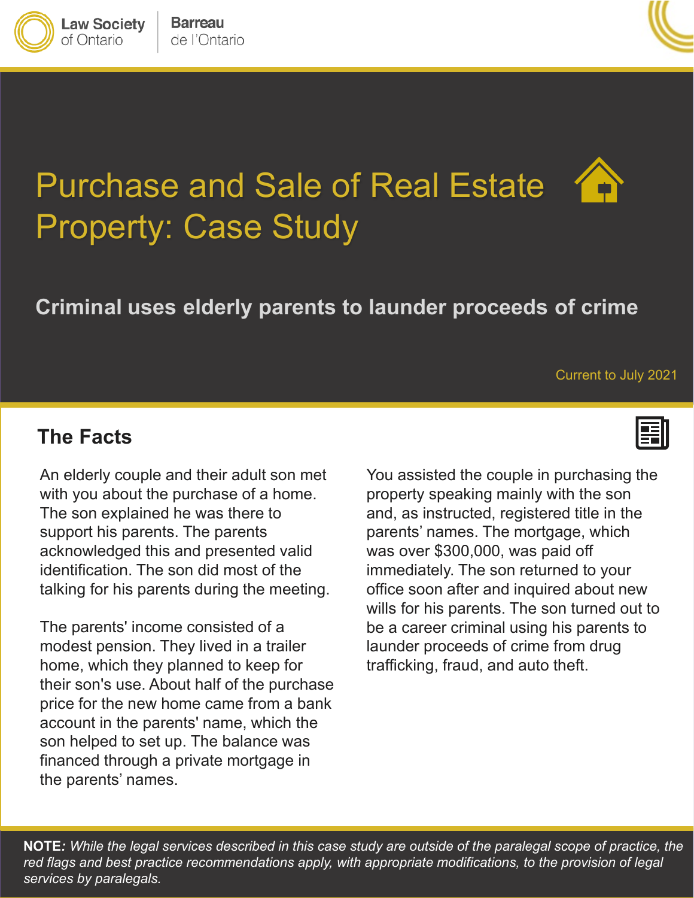Law Society of Ontario | Barreau de l'Ontario

# Purchase and Sale of Real Estate Property: Case Study

## Criminal uses elderly parents to launder proceeds of crime

Current to July 2021

## The Facts

An elderly couple and their adult son met with you about the purchase of a home. The son explained he was there to support his parents. The parents acknowledged this and presented valid identification. The son did most of the talking for his parents during the meeting.

The parents' income consisted of a modest pension. They lived in a trailer home, which they planned to keep for their son's use. About half of the purchase price for the new home came from a bank account in the parents' name, which the son helped to set up. The balance was financed through a private mortgage in the parents' names.

You assisted the couple in purchasing the property speaking mainly with the son and, as instructed, registered title in the parents' names. The mortgage, which was over $300,000, was paid off immediately. The son returned to your office soon after and inquired about new wills for his parents. The son turned out to be a career criminal using his parents to launder proceeds of crime from drug trafficking, fraud, and auto theft.

**NOTE:** *While the legal services described in this case study are outside of the paralegal scope of practice, the red flags and best practice recommendations apply, with appropriate modifications, to the provision of legal services by paralegals.*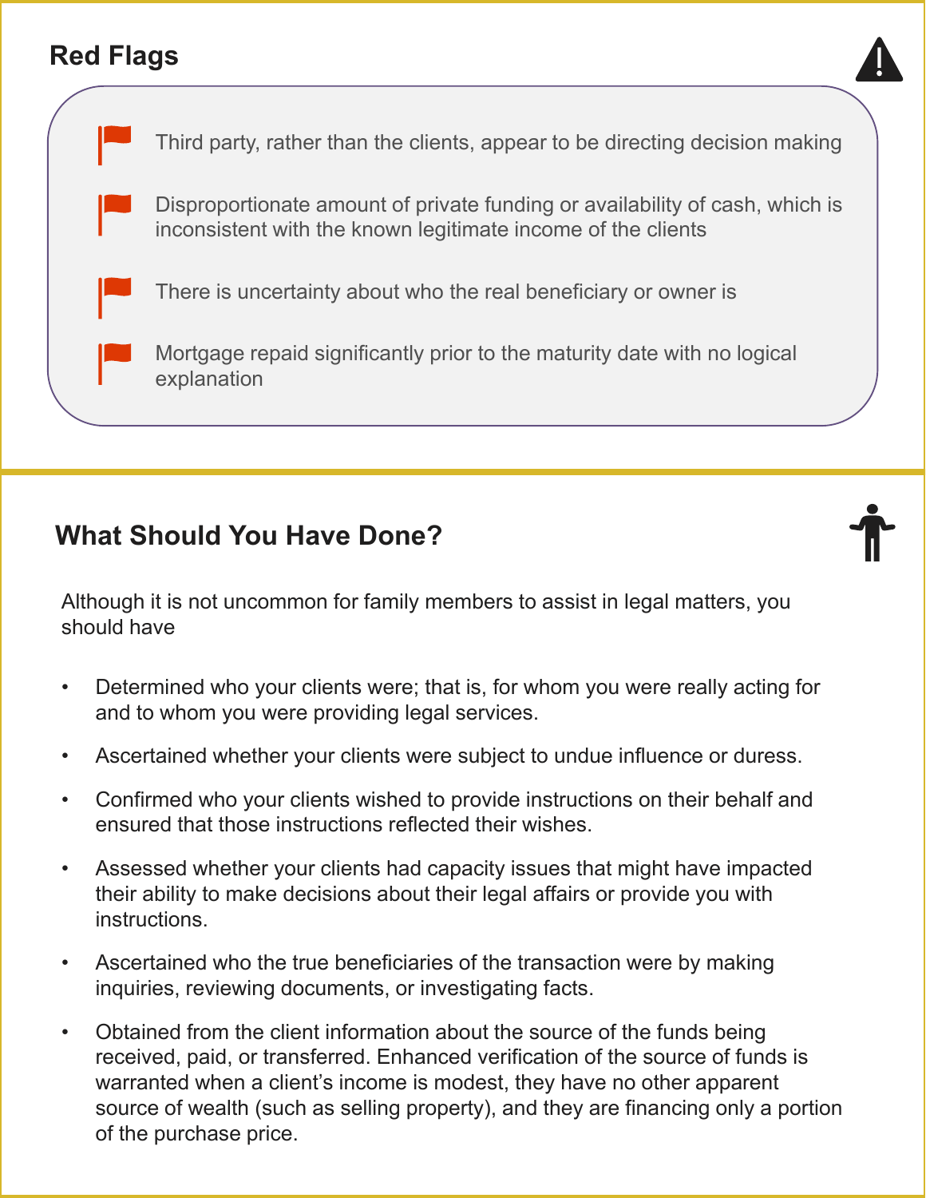## Red Flags

- Third party, rather than the clients, appear to be directing decision making
- Disproportionate amount of private funding or availability of cash, which is inconsistent with the known legitimate income of the clients
- There is uncertainty about who the real beneficiary or owner is
- Mortgage repaid significantly prior to the maturity date with no logical explanation

## What Should You Have Done?

Although it is not uncommon for family members to assist in legal matters, you should have

- Determined who your clients were; that is, for whom you were really acting for and to whom you were providing legal services.
- Ascertained whether your clients were subject to undue influence or duress.
- Confirmed who your clients wished to provide instructions on their behalf and ensured that those instructions reflected their wishes.
- Assessed whether your clients had capacity issues that might have impacted their ability to make decisions about their legal affairs or provide you with instructions.
- Ascertained who the true beneficiaries of the transaction were by making inquiries, reviewing documents, or investigating facts.
- Obtained from the client information about the source of the funds being received, paid, or transferred. Enhanced verification of the source of funds is warranted when a client's income is modest, they have no other apparent source of wealth (such as selling property), and they are financing only a portion of the purchase price.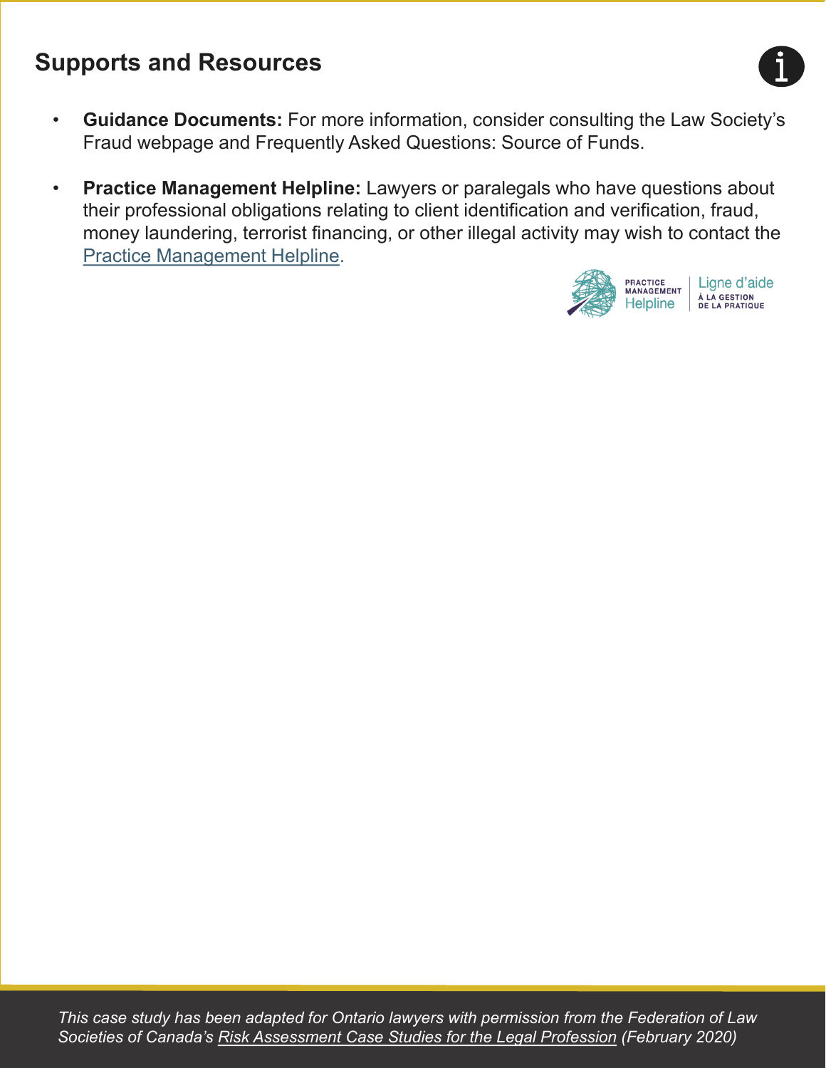## Supports and Resources

- **Guidance Documents:** For more information, consider consulting the Law Society's Fraud webpage and Frequently Asked Questions: Source of Funds.

- **Practice Management Helpline:** Lawyers or paralegals who have questions about their professional obligations relating to client identification and verification, fraud, money laundering, terrorist financing, or other illegal activity may wish to contact the Practice Management Helpline.

*This case study has been adapted for Ontario lawyers with permission from the Federation of Law Societies of Canada's Risk Assessment Case Studies for the Legal Profession (February 2020)*